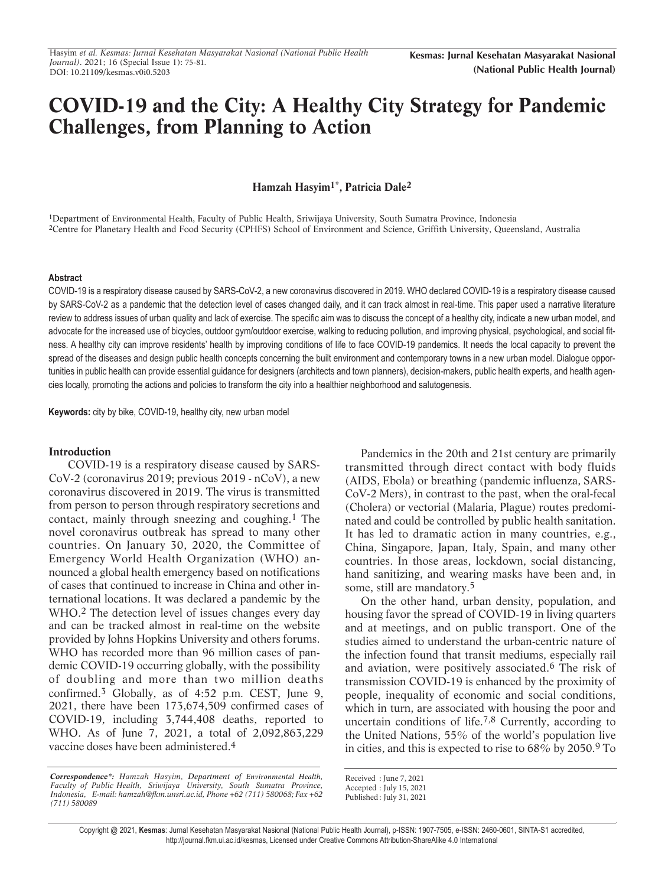# COVID-19 and the City: A Healthy City Strategy for Pandemic Challenges, from Planning to Action

**Hamzah Hasyim[1*], Patricia Dale[2]**

[1]Department of Environmental Health, Faculty of Public Health, Sriwijaya University, South Sumatra Province, Indonesia
[2]Centre for Planetary Health and Food Security (CPHFS) School of Environment and Science, Griffith University, Queensland, Australia

#### Abstract

COVID-19 is a respiratory disease caused by SARS-CoV-2, a new coronavirus discovered in 2019. WHO declared COVID-19 is a respiratory disease caused by SARS-CoV-2 as a pandemic that the detection level of cases changed daily, and it can track almost in real-time. This paper used a narrative literature review to address issues of urban quality and lack of exercise. The specific aim was to discuss the concept of a healthy city, indicate a new urban model, and advocate for the increased use of bicycles, outdoor gym/outdoor exercise, walking to reducing pollution, and improving physical, psychological, and social fitness. A healthy city can improve residents' health by improving conditions of life to face COVID-19 pandemics. It needs the local capacity to prevent the spread of the diseases and design public health concepts concerning the built environment and contemporary towns in a new urban model. Dialogue opportunities in public health can provide essential guidance for designers (architects and town planners), decision-makers, public health experts, and health agencies locally, promoting the actions and policies to transform the city into a healthier neighborhood and salutogenesis.

**Keywords:** city by bike, COVID-19, healthy city, new urban model

## Introduction

COVID-19 is a respiratory disease caused by SARS-CoV-2 (coronavirus 2019; previous 2019 - nCoV), a new coronavirus discovered in 2019. The virus is transmitted from person to person through respiratory secretions and contact, mainly through sneezing and coughing.[1] The novel coronavirus outbreak has spread to many other countries. On January 30, 2020, the Committee of Emergency World Health Organization (WHO) announced a global health emergency based on notifications of cases that continued to increase in China and other international locations. It was declared a pandemic by the WHO.[2] The detection level of issues changes every day and can be tracked almost in real-time on the website provided by Johns Hopkins University and others forums. WHO has recorded more than 96 million cases of pandemic COVID-19 occurring globally, with the possibility of doubling and more than two million deaths confirmed.[3] Globally, as of 4:52 p.m. CEST, June 9, 2021, there have been 173,674,509 confirmed cases of COVID-19, including 3,744,408 deaths, reported to WHO. As of June 7, 2021, a total of 2,092,863,229 vaccine doses have been administered.[4]

Pandemics in the 20th and 21st century are primarily transmitted through direct contact with body fluids (AIDS, Ebola) or breathing (pandemic influenza, SARS-CoV-2 Mers), in contrast to the past, when the oral-fecal (Cholera) or vectorial (Malaria, Plague) routes predominated and could be controlled by public health sanitation. It has led to dramatic action in many countries, e.g., China, Singapore, Japan, Italy, Spain, and many other countries. In those areas, lockdown, social distancing, hand sanitizing, and wearing masks have been and, in some, still are mandatory.[5]

On the other hand, urban density, population, and housing favor the spread of COVID-19 in living quarters and at meetings, and on public transport. One of the studies aimed to understand the urban-centric nature of the infection found that transit mediums, especially rail and aviation, were positively associated.[6] The risk of transmission COVID-19 is enhanced by the proximity of people, inequality of economic and social conditions, which in turn, are associated with housing the poor and uncertain conditions of life.[7,8] Currently, according to the United Nations, 55% of the world's population live in cities, and this is expected to rise to 68% by 2050.[9] To

*Correspondence\*: Hamzah Hasyim, Department of Environmental Health, Faculty of Public Health, Sriwijaya University, South Sumatra Province, Indonesia, E-mail: hamzah@fkm.unsri.ac.id, Phone +62 (711) 580068; Fax +62 (711) 580089*

Received : June 7, 2021
Accepted : July 15, 2021
Published : July 31, 2021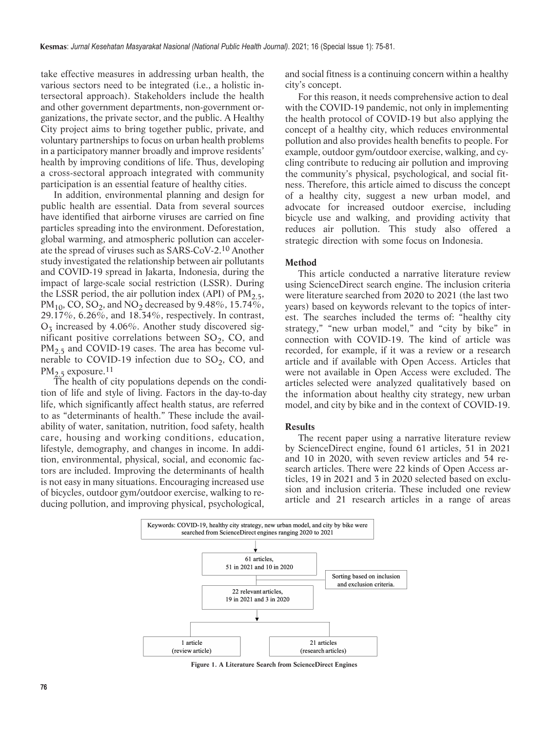take effective measures in addressing urban health, the various sectors need to be integrated (i.e., a holistic intersectoral approach). Stakeholders include the health and other government departments, non-government organizations, the private sector, and the public. A Healthy City project aims to bring together public, private, and voluntary partnerships to focus on urban health problems in a participatory manner broadly and improve residents' health by improving conditions of life. Thus, developing a cross-sectoral approach integrated with community participation is an essential feature of healthy cities.

In addition, environmental planning and design for public health are essential. Data from several sources have identified that airborne viruses are carried on fine particles spreading into the environment. Deforestation, global warming, and atmospheric pollution can accelerate the spread of viruses such as SARS-CoV-2.[10] Another study investigated the relationship between air pollutants and COVID-19 spread in Jakarta, Indonesia, during the impact of large-scale social restriction (LSSR). During the LSSR period, the air pollution index (API) of $PM_{2.5}$, $PM_{10}$, CO, $SO_2$, and $NO_2$ decreased by 9.48%, 15.74%, 29.17%, 6.26%, and 18.34%, respectively. In contrast, $O_3$ increased by 4.06%. Another study discovered significant positive correlations between $SO_2$, CO, and $PM_{2.5}$ and COVID-19 cases. The area has become vulnerable to COVID-19 infection due to $SO_2$, CO, and $PM_{2.5}$ exposure.[11]

The health of city populations depends on the condition of life and style of living. Factors in the day-to-day life, which significantly affect health status, are referred to as "determinants of health." These include the availability of water, sanitation, nutrition, food safety, health care, housing and working conditions, education, lifestyle, demography, and changes in income. In addition, environmental, physical, social, and economic factors are included. Improving the determinants of health is not easy in many situations. Encouraging increased use of bicycles, outdoor gym/outdoor exercise, walking to reducing pollution, and improving physical, psychological, and social fitness is a continuing concern within a healthy city's concept.

For this reason, it needs comprehensive action to deal with the COVID-19 pandemic, not only in implementing the health protocol of COVID-19 but also applying the concept of a healthy city, which reduces environmental pollution and also provides health benefits to people. For example, outdoor gym/outdoor exercise, walking, and cycling contribute to reducing air pollution and improving the community's physical, psychological, and social fitness. Therefore, this article aimed to discuss the concept of a healthy city, suggest a new urban model, and advocate for increased outdoor exercise, including bicycle use and walking, and providing activity that reduces air pollution. This study also offered a strategic direction with some focus on Indonesia.

## Method

This article conducted a narrative literature review using ScienceDirect search engine. The inclusion criteria were literature searched from 2020 to 2021 (the last two years) based on keywords relevant to the topics of interest. The searches included the terms of: "healthy city strategy," "new urban model," and "city by bike" in connection with COVID-19. The kind of article was recorded, for example, if it was a review or a research article and if available with Open Access. Articles that were not available in Open Access were excluded. The articles selected were analyzed qualitatively based on the information about healthy city strategy, new urban model, and city by bike and in the context of COVID-19.

## Results

The recent paper using a narrative literature review by ScienceDirect engine, found 61 articles, 51 in 2021 and 10 in 2020, with seven review articles and 54 research articles. There were 22 kinds of Open Access articles, 19 in 2021 and 3 in 2020 selected based on exclusion and inclusion criteria. These included one review article and 21 research articles in a range of areas

Keywords: COVID-19, healthy city strategy, new urban model, and city by bike were searched from ScienceDirect engines ranging 2020 to 2021

61 articles, 51 in 2021 and 10 in 2020

Sorting based on inclusion and exclusion criteria.

22 relevant articles, 19 in 2021 and 3 in 2020

1 article (review article)

21 articles (research articles)

**Figure 1. A Literature Search from ScienceDirect Engines**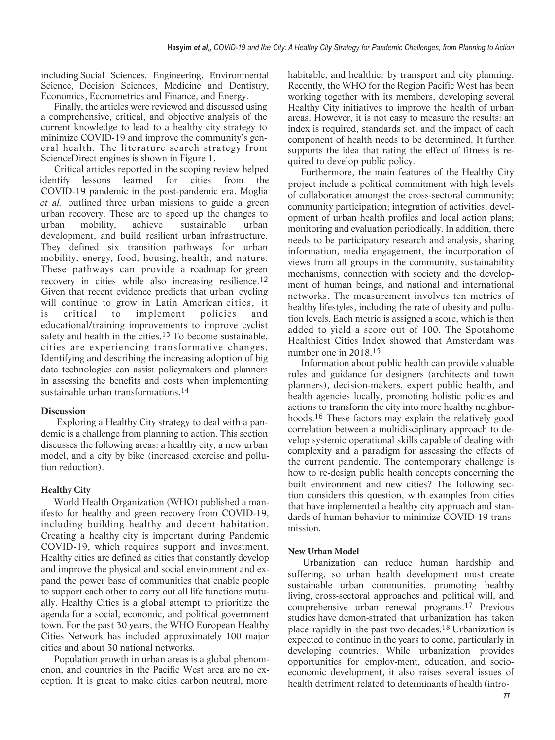including Social Sciences, Engineering, Environmental Science, Decision Sciences, Medicine and Dentistry, Economics, Econometrics and Finance, and Energy.

Finally, the articles were reviewed and discussed using a comprehensive, critical, and objective analysis of the current knowledge to lead to a healthy city strategy to minimize COVID-19 and improve the community's general health. The literature search strategy from ScienceDirect engines is shown in Figure 1.

Critical articles reported in the scoping review helped identify lessons learned for cities from the COVID-19 pandemic in the post-pandemic era. Moglia *et al.* outlined three urban missions to guide a green urban recovery. These are to speed up the changes to urban mobility, achieve sustainable urban development, and build resilient urban infrastructure. They defined six transition pathways for urban mobility, energy, food, housing, health, and nature. These pathways can provide a roadmap for green recovery in cities while also increasing resilience.[12] Given that recent evidence predicts that urban cycling will continue to grow in Latin American cities, it is critical to implement policies and educational/training improvements to improve cyclist safety and health in the cities.[13] To become sustainable, cities are experiencing transformative changes. Identifying and describing the increasing adoption of big data technologies can assist policymakers and planners in assessing the benefits and costs when implementing sustainable urban transformations.[14]

## Discussion

Exploring a Healthy City strategy to deal with a pandemic is a challenge from planning to action. This section discusses the following areas: a healthy city, a new urban model, and a city by bike (increased exercise and pollution reduction).

### Healthy City

World Health Organization (WHO) published a manifesto for healthy and green recovery from COVID-19, including building healthy and decent habitation. Creating a healthy city is important during Pandemic COVID-19, which requires support and investment. Healthy cities are defined as cities that constantly develop and improve the physical and social environment and expand the power base of communities that enable people to support each other to carry out all life functions mutually. Healthy Cities is a global attempt to prioritize the agenda for a social, economic, and political government town. For the past 30 years, the WHO European Healthy Cities Network has included approximately 100 major cities and about 30 national networks.

Population growth in urban areas is a global phenomenon, and countries in the Pacific West area are no exception. It is great to make cities carbon neutral, more habitable, and healthier by transport and city planning. Recently, the WHO for the Region Pacific West has been working together with its members, developing several Healthy City initiatives to improve the health of urban areas. However, it is not easy to measure the results: an index is required, standards set, and the impact of each component of health needs to be determined. It further supports the idea that rating the effect of fitness is required to develop public policy.

Furthermore, the main features of the Healthy City project include a political commitment with high levels of collaboration amongst the cross-sectoral community; community participation; integration of activities; development of urban health profiles and local action plans; monitoring and evaluation periodically. In addition, there needs to be participatory research and analysis, sharing information, media engagement, the incorporation of views from all groups in the community, sustainability mechanisms, connection with society and the development of human beings, and national and international networks. The measurement involves ten metrics of healthy lifestyles, including the rate of obesity and pollution levels. Each metric is assigned a score, which is then added to yield a score out of 100. The Spotahome Healthiest Cities Index showed that Amsterdam was number one in 2018.[15]

Information about public health can provide valuable rules and guidance for designers (architects and town planners), decision-makers, expert public health, and health agencies locally, promoting holistic policies and actions to transform the city into more healthy neighborhoods.[16] These factors may explain the relatively good correlation between a multidisciplinary approach to develop systemic operational skills capable of dealing with complexity and a paradigm for assessing the effects of the current pandemic. The contemporary challenge is how to re-design public health concepts concerning the built environment and new cities? The following section considers this question, with examples from cities that have implemented a healthy city approach and standards of human behavior to minimize COVID-19 transmission.

### New Urban Model

Urbanization can reduce human hardship and suffering, so urban health development must create sustainable urban communities, promoting healthy living, cross-sectoral approaches and political will, and comprehensive urban renewal programs.[17] Previous studies have demon-strated that urbanization has taken place rapidly in the past two decades.[18] Urbanization is expected to continue in the years to come, particularly in developing countries. While urbanization provides opportunities for employ-ment, education, and socio-economic development, it also raises several issues of health detriment related to determinants of health (intro-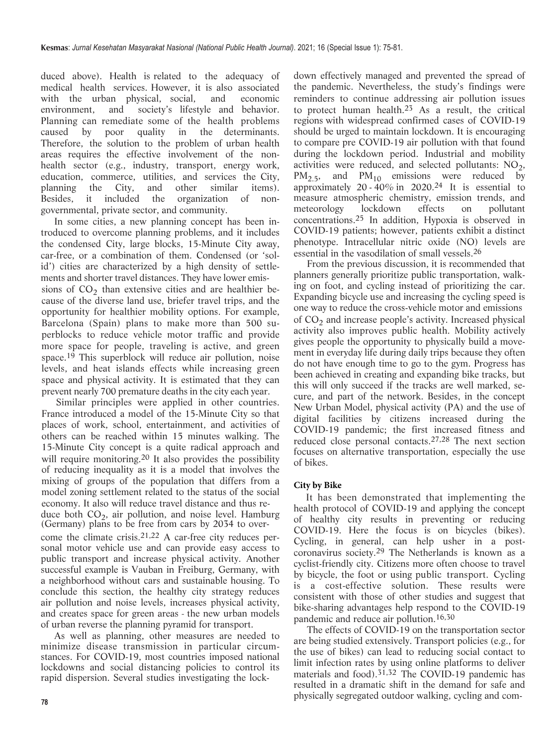duced above). Health is related to the adequacy of medical health services. However, it is also associated with the urban physical, social, and economic environment, and society's lifestyle and behavior. Planning can remediate some of the health problems caused by poor quality in the determinants. Therefore, the solution to the problem of urban health areas requires the effective involvement of the non-health sector (e.g., industry, transport, energy work, education, commerce, utilities, and services the City, planning the City, and other similar items). Besides, it included the organization of non-governmental, private sector, and community.

In some cities, a new planning concept has been introduced to overcome planning problems, and it includes the condensed City, large blocks, 15-Minute City away, car-free, or a combination of them. Condensed (or 'solid') cities are characterized by a high density of settlements and shorter travel distances. They have lower emissions of $CO_2$ than extensive cities and are healthier because of the diverse land use, briefer travel trips, and the opportunity for healthier mobility options. For example, Barcelona (Spain) plans to make more than 500 superblocks to reduce vehicle motor traffic and provide more space for people, traveling is active, and green space.[19] This superblock will reduce air pollution, noise levels, and heat islands effects while increasing green space and physical activity. It is estimated that they can prevent nearly 700 premature deaths in the city each year.

Similar principles were applied in other countries. France introduced a model of the 15-Minute City so that places of work, school, entertainment, and activities of others can be reached within 15 minutes walking. The 15-Minute City concept is a quite radical approach and will require monitoring.[20] It also provides the possibility of reducing inequality as it is a model that involves the mixing of groups of the population that differs from a model zoning settlement related to the status of the social economy. It also will reduce travel distance and thus reduce both $CO_2$, air pollution, and noise level. Hamburg (Germany) plans to be free from cars by 2034 to overcome the climate crisis.[21,22] A car-free city reduces personal motor vehicle use and can provide easy access to public transport and increase physical activity. Another successful example is Vauban in Freiburg, Germany, with a neighborhood without cars and sustainable housing. To conclude this section, the healthy city strategy reduces air pollution and noise levels, increases physical activity, and creates space for green areas - the new urban models of urban reverse the planning pyramid for transport.

As well as planning, other measures are needed to minimize disease transmission in particular circumstances. For COVID-19, most countries imposed national lockdowns and social distancing policies to control its rapid dispersion. Several studies investigating the lockdown effectively managed and prevented the spread of the pandemic. Nevertheless, the study's findings were reminders to continue addressing air pollution issues to protect human health.[23] As a result, the critical regions with widespread confirmed cases of COVID-19 should be urged to maintain lockdown. It is encouraging to compare pre COVID-19 air pollution with that found during the lockdown period. Industrial and mobility activities were reduced, and selected pollutants: $NO_2$, $PM_{2.5}$, and $PM_{10}$ emissions were reduced by approximately 20 - 40% in 2020.[24] It is essential to measure atmospheric chemistry, emission trends, and meteorology lockdown effects on pollutant concentrations.[25] In addition, Hypoxia is observed in COVID-19 patients; however, patients exhibit a distinct phenotype. Intracellular nitric oxide (NO) levels are essential in the vasodilation of small vessels.[26]

From the previous discussion, it is recommended that planners generally prioritize public transportation, walking on foot, and cycling instead of prioritizing the car. Expanding bicycle use and increasing the cycling speed is one way to reduce the cross-vehicle motor and emissions of $CO_2$ and increase people's activity. Increased physical activity also improves public health. Mobility actively gives people the opportunity to physically build a movement in everyday life during daily trips because they often do not have enough time to go to the gym. Progress has been achieved in creating and expanding bike tracks, but this will only succeed if the tracks are well marked, secure, and part of the network. Besides, in the concept New Urban Model, physical activity (PA) and the use of digital facilities by citizens increased during the COVID-19 pandemic; the first increased fitness and reduced close personal contacts.[27,28] The next section focuses on alternative transportation, especially the use of bikes.

### City by Bike

It has been demonstrated that implementing the health protocol of COVID-19 and applying the concept of healthy city results in preventing or reducing COVID-19. Here the focus is on bicycles (bikes). Cycling, in general, can help usher in a post-coronavirus society.[29] The Netherlands is known as a cyclist-friendly city. Citizens more often choose to travel by bicycle, the foot or using public transport. Cycling is a cost-effective solution. These results were consistent with those of other studies and suggest that bike-sharing advantages help respond to the COVID-19 pandemic and reduce air pollution.[16,30]

The effects of COVID-19 on the transportation sector are being studied extensively. Transport policies (e.g., for the use of bikes) can lead to reducing social contact to limit infection rates by using online platforms to deliver materials and food).[31,32] The COVID-19 pandemic has resulted in a dramatic shift in the demand for safe and physically segregated outdoor walking, cycling and com-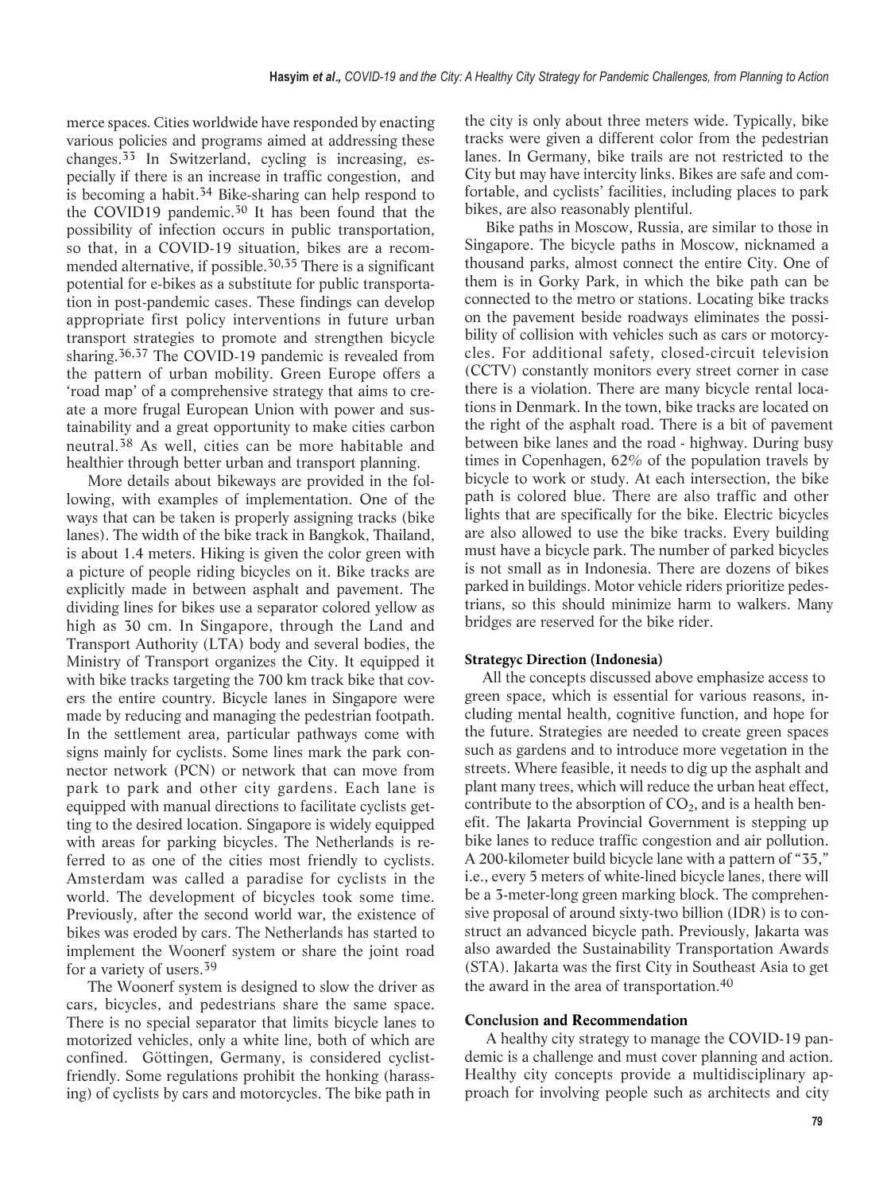merce spaces. Cities worldwide have responded by enacting various policies and programs aimed at addressing these changes.[33] In Switzerland, cycling is increasing, especially if there is an increase in traffic congestion, and is becoming a habit.[34] Bike-sharing can help respond to the COVID19 pandemic.[30] It has been found that the possibility of infection occurs in public transportation, so that, in a COVID-19 situation, bikes are a recommended alternative, if possible.[30,35] There is a significant potential for e-bikes as a substitute for public transportation in post-pandemic cases. These findings can develop appropriate first policy interventions in future urban transport strategies to promote and strengthen bicycle sharing.[36,37] The COVID-19 pandemic is revealed from the pattern of urban mobility. Green Europe offers a 'road map' of a comprehensive strategy that aims to create a more frugal European Union with power and sustainability and a great opportunity to make cities carbon neutral.[38] As well, cities can be more habitable and healthier through better urban and transport planning.

More details about bikeways are provided in the following, with examples of implementation. One of the ways that can be taken is properly assigning tracks (bike lanes). The width of the bike track in Bangkok, Thailand, is about 1.4 meters. Hiking is given the color green with a picture of people riding bicycles on it. Bike tracks are explicitly made in between asphalt and pavement. The dividing lines for bikes use a separator colored yellow as high as 30 cm. In Singapore, through the Land and Transport Authority (LTA) body and several bodies, the Ministry of Transport organizes the City. It equipped it with bike tracks targeting the 700 km track bike that covers the entire country. Bicycle lanes in Singapore were made by reducing and managing the pedestrian footpath. In the settlement area, particular pathways come with signs mainly for cyclists. Some lines mark the park connector network (PCN) or network that can move from park to park and other city gardens. Each lane is equipped with manual directions to facilitate cyclists getting to the desired location. Singapore is widely equipped with areas for parking bicycles. The Netherlands is referred to as one of the cities most friendly to cyclists. Amsterdam was called a paradise for cyclists in the world. The development of bicycles took some time. Previously, after the second world war, the existence of bikes was eroded by cars. The Netherlands has started to implement the Woonerf system or share the joint road for a variety of users.[39]

The Woonerf system is designed to slow the driver as cars, bicycles, and pedestrians share the same space. There is no special separator that limits bicycle lanes to motorized vehicles, only a white line, both of which are confined. Göttingen, Germany, is considered cyclist-friendly. Some regulations prohibit the honking (harassing) of cyclists by cars and motorcycles. The bike path in the city is only about three meters wide. Typically, bike tracks were given a different color from the pedestrian lanes. In Germany, bike trails are not restricted to the City but may have intercity links. Bikes are safe and comfortable, and cyclists' facilities, including places to park bikes, are also reasonably plentiful.

Bike paths in Moscow, Russia, are similar to those in Singapore. The bicycle paths in Moscow, nicknamed a thousand parks, almost connect the entire City. One of them is in Gorky Park, in which the bike path can be connected to the metro or stations. Locating bike tracks on the pavement beside roadways eliminates the possibility of collision with vehicles such as cars or motorcycles. For additional safety, closed-circuit television (CCTV) constantly monitors every street corner in case there is a violation. There are many bicycle rental locations in Denmark. In the town, bike tracks are located on the right of the asphalt road. There is a bit of pavement between bike lanes and the road - highway. During busy times in Copenhagen, 62% of the population travels by bicycle to work or study. At each intersection, the bike path is colored blue. There are also traffic and other lights that are specifically for the bike. Electric bicycles are also allowed to use the bike tracks. Every building must have a bicycle park. The number of parked bicycles is not small as in Indonesia. There are dozens of bikes parked in buildings. Motor vehicle riders prioritize pedestrians, so this should minimize harm to walkers. Many bridges are reserved for the bike rider.

### Strategyc Direction (Indonesia)

All the concepts discussed above emphasize access to green space, which is essential for various reasons, including mental health, cognitive function, and hope for the future. Strategies are needed to create green spaces such as gardens and to introduce more vegetation in the streets. Where feasible, it needs to dig up the asphalt and plant many trees, which will reduce the urban heat effect, contribute to the absorption of $CO_2$, and is a health benefit. The Jakarta Provincial Government is stepping up bike lanes to reduce traffic congestion and air pollution. A 200-kilometer build bicycle lane with a pattern of "35," i.e., every 5 meters of white-lined bicycle lanes, there will be a 3-meter-long green marking block. The comprehensive proposal of around sixty-two billion (IDR) is to construct an advanced bicycle path. Previously, Jakarta was also awarded the Sustainability Transportation Awards (STA). Jakarta was the first City in Southeast Asia to get the award in the area of transportation.[40]

### Conclusion and Recommendation

A healthy city strategy to manage the COVID-19 pandemic is a challenge and must cover planning and action. Healthy city concepts provide a multidisciplinary approach for involving people such as architects and city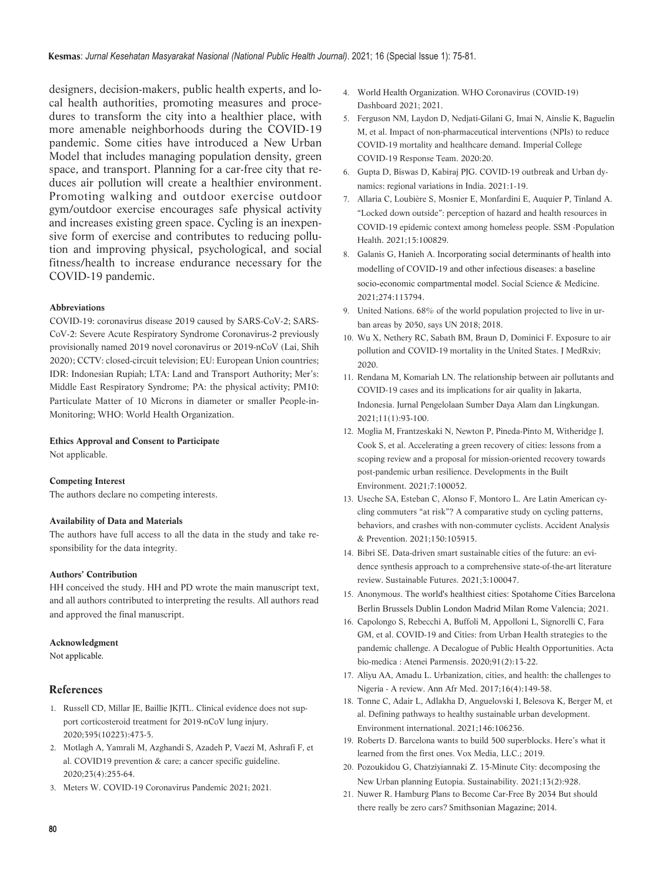designers, decision-makers, public health experts, and local health authorities, promoting measures and procedures to transform the city into a healthier place, with more amenable neighborhoods during the COVID-19 pandemic. Some cities have introduced a New Urban Model that includes managing population density, green space, and transport. Planning for a car-free city that reduces air pollution will create a healthier environment. Promoting walking and outdoor exercise outdoor gym/outdoor exercise encourages safe physical activity and increases existing green space. Cycling is an inexpensive form of exercise and contributes to reducing pollution and improving physical, psychological, and social fitness/health to increase endurance necessary for the COVID-19 pandemic.

#### Abbreviations

COVID-19: coronavirus disease 2019 caused by SARS-CoV-2; SARS-CoV-2: Severe Acute Respiratory Syndrome Coronavirus-2 previously provisionally named 2019 novel coronavirus or 2019-nCoV (Lai, Shih 2020); CCTV: closed-circuit television; EU: European Union countries; IDR: Indonesian Rupiah; LTA: Land and Transport Authority; Mer's: Middle East Respiratory Syndrome; PA: the physical activity; PM10: Particulate Matter of 10 Microns in diameter or smaller People-in-Monitoring; WHO: World Health Organization.

#### Ethics Approval and Consent to Participate

Not applicable.

#### Competing Interest

The authors declare no competing interests.

#### Availability of Data and Materials

The authors have full access to all the data in the study and take responsibility for the data integrity.

#### Authors' Contribution

HH conceived the study. HH and PD wrote the main manuscript text, and all authors contributed to interpreting the results. All authors read and approved the final manuscript.

#### Acknowledgment

Not applicable.

## References

1. Russell CD, Millar JE, Baillie JKJTL. Clinical evidence does not support corticosteroid treatment for 2019-nCoV lung injury. 2020;395(10223):473-5.
2. Motlagh A, Yamrali M, Azghandi S, Azadeh P, Vaezi M, Ashrafi F, et al. COVID19 prevention & care; a cancer specific guideline. 2020;23(4):255-64.
3. Meters W. COVID-19 Coronavirus Pandemic 2021; 2021.
4. World Health Organization. WHO Coronavirus (COVID-19) Dashboard 2021; 2021.
5. Ferguson NM, Laydon D, Nedjati-Gilani G, Imai N, Ainslie K, Baguelin M, et al. Impact of non-pharmaceutical interventions (NPIs) to reduce COVID-19 mortality and healthcare demand. Imperial College COVID-19 Response Team. 2020:20.
6. Gupta D, Biswas D, Kabiraj PJG. COVID-19 outbreak and Urban dynamics: regional variations in India. 2021:1-19.
7. Allaria C, Loubière S, Mosnier E, Monfardini E, Auquier P, Tinland A. "Locked down outside": perception of hazard and health resources in COVID-19 epidemic context among homeless people. SSM -Population Health. 2021;15:100829.
8. Galanis G, Hanieh A. Incorporating social determinants of health into modelling of COVID-19 and other infectious diseases: a baseline socio-economic compartmental model. Social Science & Medicine. 2021;274:113794.
9. United Nations. 68% of the world population projected to live in urban areas by 2050, says UN 2018; 2018.
10. Wu X, Nethery RC, Sabath BM, Braun D, Dominici F. Exposure to air pollution and COVID-19 mortality in the United States. J MedRxiv; 2020.
11. Rendana M, Komariah LN. The relationship between air pollutants and COVID-19 cases and its implications for air quality in Jakarta, Indonesia. Jurnal Pengelolaan Sumber Daya Alam dan Lingkungan. 2021;11(1):93-100.
12. Moglia M, Frantzeskaki N, Newton P, Pineda-Pinto M, Witheridge J, Cook S, et al. Accelerating a green recovery of cities: lessons from a scoping review and a proposal for mission-oriented recovery towards post-pandemic urban resilience. Developments in the Built Environment. 2021;7:100052.
13. Useche SA, Esteban C, Alonso F, Montoro L. Are Latin American cycling commuters "at risk"? A comparative study on cycling patterns, behaviors, and crashes with non-commuter cyclists. Accident Analysis & Prevention. 2021;150:105915.
14. Bibri SE. Data-driven smart sustainable cities of the future: an evidence synthesis approach to a comprehensive state-of-the-art literature review. Sustainable Futures. 2021;3:100047.
15. Anonymous. The world's healthiest cities: Spotahome Cities Barcelona Berlin Brussels Dublin London Madrid Milan Rome Valencia; 2021.
16. Capolongo S, Rebecchi A, Buffoli M, Appolloni L, Signorelli C, Fara GM, et al. COVID-19 and Cities: from Urban Health strategies to the pandemic challenge. A Decalogue of Public Health Opportunities. Acta bio-medica : Atenei Parmensis. 2020;91(2):13-22.
17. Aliyu AA, Amadu L. Urbanization, cities, and health: the challenges to Nigeria - A review. Ann Afr Med. 2017;16(4):149-58.
18. Tonne C, Adair L, Adlakha D, Anguelovski I, Belesova K, Berger M, et al. Defining pathways to healthy sustainable urban development. Environment international. 2021;146:106236.
19. Roberts D. Barcelona wants to build 500 superblocks. Here's what it learned from the first ones. Vox Media, LLC.; 2019.
20. Pozoukidou G, Chatziyiannaki Z. 15-Minute City: decomposing the New Urban planning Eutopia. Sustainability. 2021;13(2):928.
21. Nuwer R. Hamburg Plans to Become Car-Free By 2034 But should there really be zero cars? Smithsonian Magazine; 2014.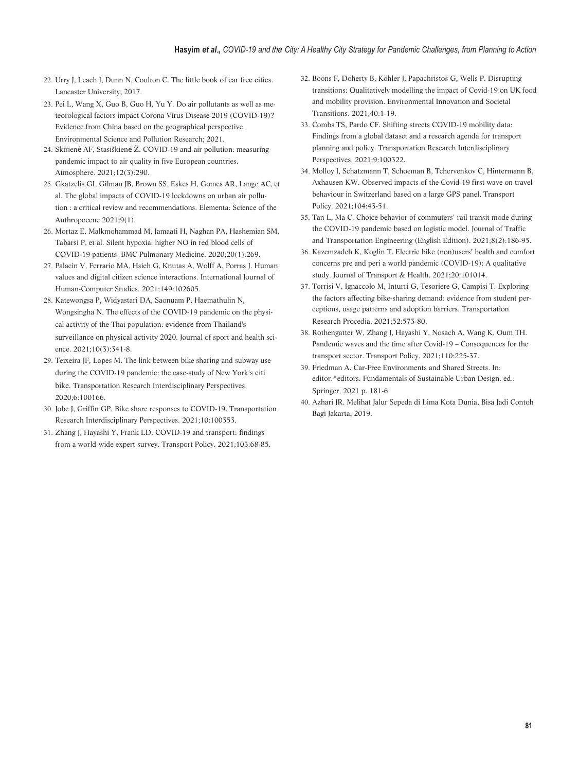22. Urry J, Leach J, Dunn N, Coulton C. The little book of car free cities. Lancaster University; 2017.
23. Pei L, Wang X, Guo B, Guo H, Yu Y. Do air pollutants as well as meteorological factors impact Corona Virus Disease 2019 (COVID-19)? Evidence from China based on the geographical perspective. Environmental Science and Pollution Research; 2021.
24. Skirienė AF, Stasiškienė Ž. COVID-19 and air pollution: measuring pandemic impact to air quality in five European countries. Atmosphere. 2021;12(3):290.
25. Gkatzelis GI, Gilman JB, Brown SS, Eskes H, Gomes AR, Lange AC, et al. The global impacts of COVID-19 lockdowns on urban air pollution : a critical review and recommendations. Elementa: Science of the Anthropocene 2021;9(1).
26. Mortaz E, Malkmohammad M, Jamaati H, Naghan PA, Hashemian SM, Tabarsi P, et al. Silent hypoxia: higher NO in red blood cells of COVID-19 patients. BMC Pulmonary Medicine. 2020;20(1):269.
27. Palacin V, Ferrario MA, Hsieh G, Knutas A, Wolff A, Porras J. Human values and digital citizen science interactions. International Journal of Human-Computer Studies. 2021;149:102605.
28. Katewongsa P, Widyastari DA, Saonuam P, Haemathulin N, Wongsingha N. The effects of the COVID-19 pandemic on the physical activity of the Thai population: evidence from Thailand's surveillance on physical activity 2020. Journal of sport and health science. 2021;10(3):341-8.
29. Teixeira JF, Lopes M. The link between bike sharing and subway use during the COVID-19 pandemic: the case-study of New York's citi bike. Transportation Research Interdisciplinary Perspectives. 2020;6:100166.
30. Jobe J, Griffin GP. Bike share responses to COVID-19. Transportation Research Interdisciplinary Perspectives. 2021;10:100353.
31. Zhang J, Hayashi Y, Frank LD. COVID-19 and transport: findings from a world-wide expert survey. Transport Policy. 2021;103:68-85.
32. Boons F, Doherty B, Köhler J, Papachristos G, Wells P. Disrupting transitions: Qualitatively modelling the impact of Covid-19 on UK food and mobility provision. Environmental Innovation and Societal Transitions. 2021;40:1-19.
33. Combs TS, Pardo CF. Shifting streets COVID-19 mobility data: Findings from a global dataset and a research agenda for transport planning and policy. Transportation Research Interdisciplinary Perspectives. 2021;9:100322.
34. Molloy J, Schatzmann T, Schoeman B, Tchervenkov C, Hintermann B, Axhausen KW. Observed impacts of the Covid-19 first wave on travel behaviour in Switzerland based on a large GPS panel. Transport Policy. 2021;104:43-51.
35. Tan L, Ma C. Choice behavior of commuters' rail transit mode during the COVID-19 pandemic based on logistic model. Journal of Traffic and Transportation Engineering (English Edition). 2021;8(2):186-95.
36. Kazemzadeh K, Koglin T. Electric bike (non)users' health and comfort concerns pre and peri a world pandemic (COVID-19): A qualitative study. Journal of Transport & Health. 2021;20:101014.
37. Torrisi V, Ignaccolo M, Inturri G, Tesoriere G, Campisi T. Exploring the factors affecting bike-sharing demand: evidence from student perceptions, usage patterns and adoption barriers. Transportation Research Procedia. 2021;52:573-80.
38. Rothengatter W, Zhang J, Hayashi Y, Nosach A, Wang K, Oum TH. Pandemic waves and the time after Covid-19 – Consequences for the transport sector. Transport Policy. 2021;110:225-37.
39. Friedman A. Car-Free Environments and Shared Streets. In: editor.^editors. Fundamentals of Sustainable Urban Design. ed.: Springer. 2021 p. 181-6.
40. Azhari JR. Melihat Jalur Sepeda di Lima Kota Dunia, Bisa Jadi Contoh Bagi Jakarta; 2019.